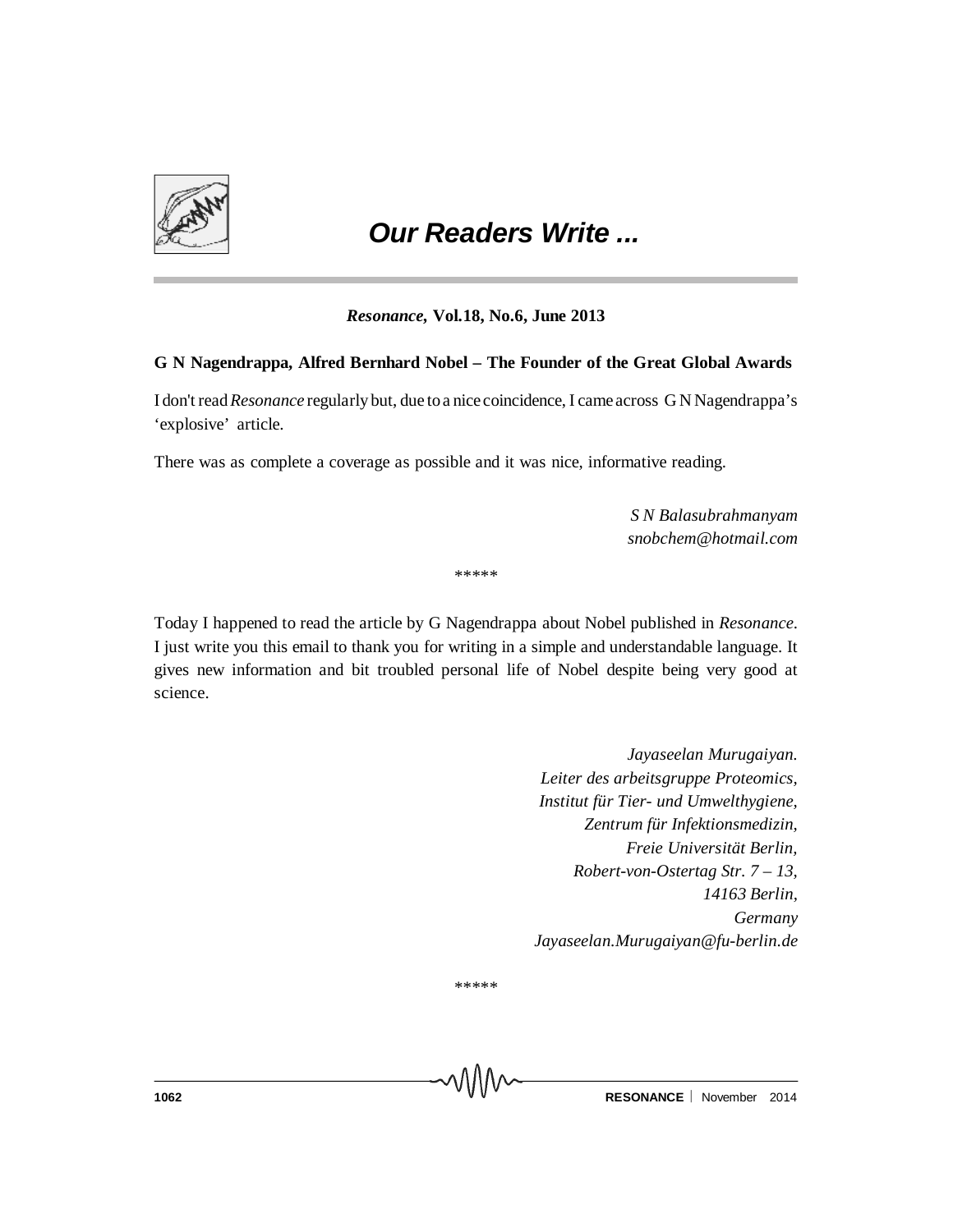# *Our Readers Write ...*

***Resonance*, Vol.18, No.6, June 2013**

**G N Nagendrappa, Alfred Bernhard Nobel – The Founder of the Great Global Awards**

I don't read *Resonance* regularly but, due to a nice coincidence, I came across G N Nagendrappa's 'explosive' article.

There was as complete a coverage as possible and it was nice, informative reading.

*S N Balasubrahmanyam*
*snobchem@hotmail.com*

\*\*\*\*\*

Today I happened to read the article by G Nagendrappa about Nobel published in *Resonance*. I just write you this email to thank you for writing in a simple and understandable language. It gives new information and bit troubled personal life of Nobel despite being very good at science.

*Jayaseelan Murugaiyan.*
*Leiter des arbeitsgruppe Proteomics,*
*Institut für Tier- und Umwelthygiene,*
*Zentrum für Infektionsmedizin,*
*Freie Universität Berlin,*
*Robert-von-Ostertag Str. 7 – 13,*
*14163 Berlin,*
*Germany*
*Jayaseelan.Murugaiyan@fu-berlin.de*

\*\*\*\*\*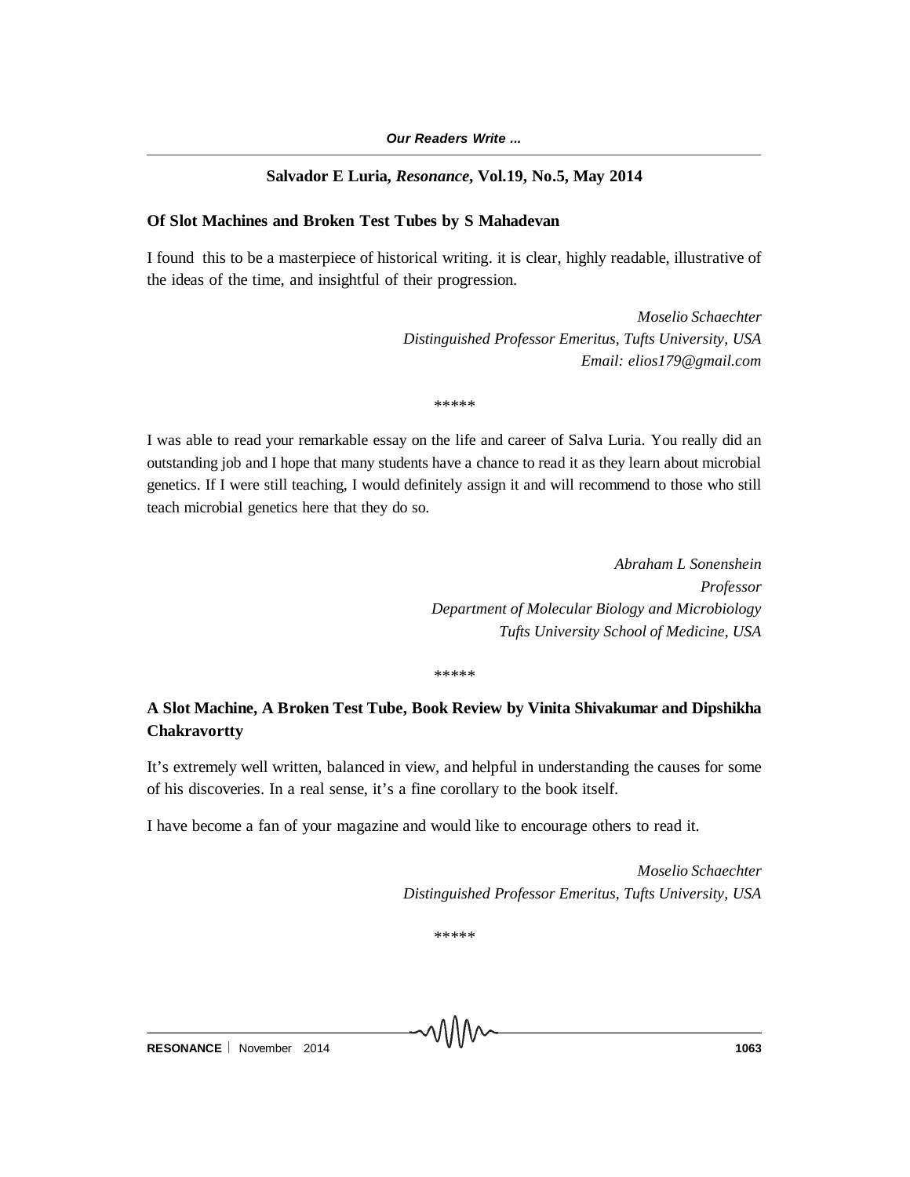**Salvador E Luria, *Resonance*, Vol.19, No.5, May 2014**

**Of Slot Machines and Broken Test Tubes by S Mahadevan**

I found this to be a masterpiece of historical writing. it is clear, highly readable, illustrative of the ideas of the time, and insightful of their progression.

*Moselio Schaechter*
*Distinguished Professor Emeritus, Tufts University, USA*
*Email: elios179@gmail.com*

\*\*\*\*\*

I was able to read your remarkable essay on the life and career of Salva Luria. You really did an outstanding job and I hope that many students have a chance to read it as they learn about microbial genetics. If I were still teaching, I would definitely assign it and will recommend to those who still teach microbial genetics here that they do so.

*Abraham L Sonenshein*
*Professor*
*Department of Molecular Biology and Microbiology*
*Tufts University School of Medicine, USA*

\*\*\*\*\*

**A Slot Machine, A Broken Test Tube, Book Review by Vinita Shivakumar and Dipshikha Chakravortty**

It's extremely well written, balanced in view, and helpful in understanding the causes for some of his discoveries. In a real sense, it's a fine corollary to the book itself.

I have become a fan of your magazine and would like to encourage others to read it.

*Moselio Schaechter*
*Distinguished Professor Emeritus, Tufts University, USA*

\*\*\*\*\*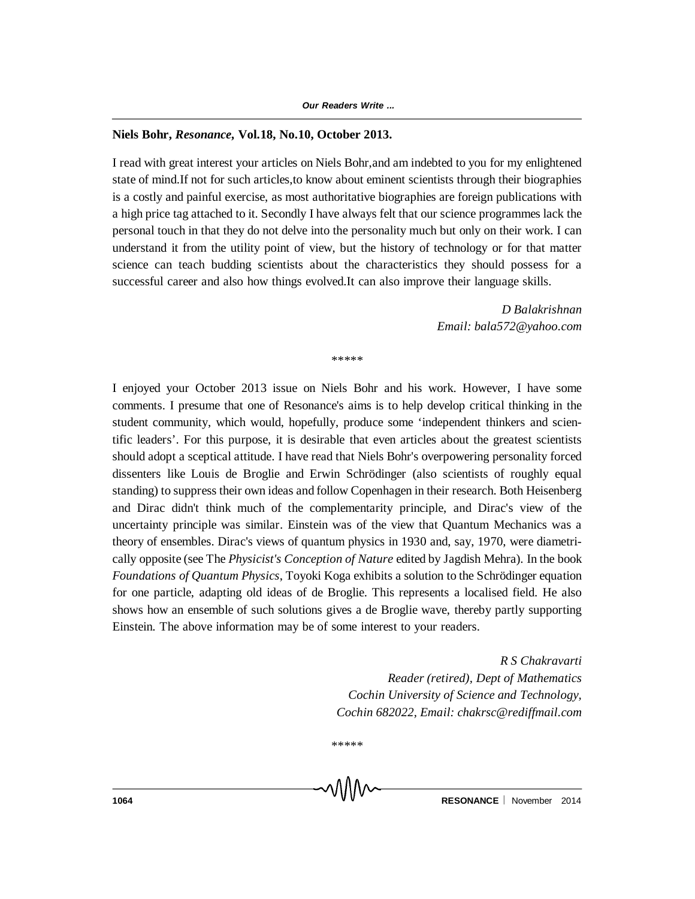**Niels Bohr, *Resonance*, Vol.18, No.10, October 2013.**

I read with great interest your articles on Niels Bohr,and am indebted to you for my enlightened state of mind.If not for such articles,to know about eminent scientists through their biographies is a costly and painful exercise, as most authoritative biographies are foreign publications with a high price tag attached to it. Secondly I have always felt that our science programmes lack the personal touch in that they do not delve into the personality much but only on their work. I can understand it from the utility point of view, but the history of technology or for that matter science can teach budding scientists about the characteristics they should possess for a successful career and also how things evolved.It can also improve their language skills.

*D Balakrishnan*
*Email: bala572@yahoo.com*

*****

I enjoyed your October 2013 issue on Niels Bohr and his work. However, I have some comments. I presume that one of Resonance's aims is to help develop critical thinking in the student community, which would, hopefully, produce some 'independent thinkers and scientific leaders'. For this purpose, it is desirable that even articles about the greatest scientists should adopt a sceptical attitude. I have read that Niels Bohr's overpowering personality forced dissenters like Louis de Broglie and Erwin Schrödinger (also scientists of roughly equal standing) to suppress their own ideas and follow Copenhagen in their research. Both Heisenberg and Dirac didn't think much of the complementarity principle, and Dirac's view of the uncertainty principle was similar. Einstein was of the view that Quantum Mechanics was a theory of ensembles. Dirac's views of quantum physics in 1930 and, say, 1970, were diametrically opposite (see The *Physicist's Conception of Nature* edited by Jagdish Mehra). In the book *Foundations of Quantum Physics*, Toyoki Koga exhibits a solution to the Schrödinger equation for one particle, adapting old ideas of de Broglie. This represents a localised field. He also shows how an ensemble of such solutions gives a de Broglie wave, thereby partly supporting Einstein. The above information may be of some interest to your readers.

*R S Chakravarti*
*Reader (retired), Dept of Mathematics*
*Cochin University of Science and Technology,*
*Cochin 682022, Email: chakrsc@rediffmail.com*

*****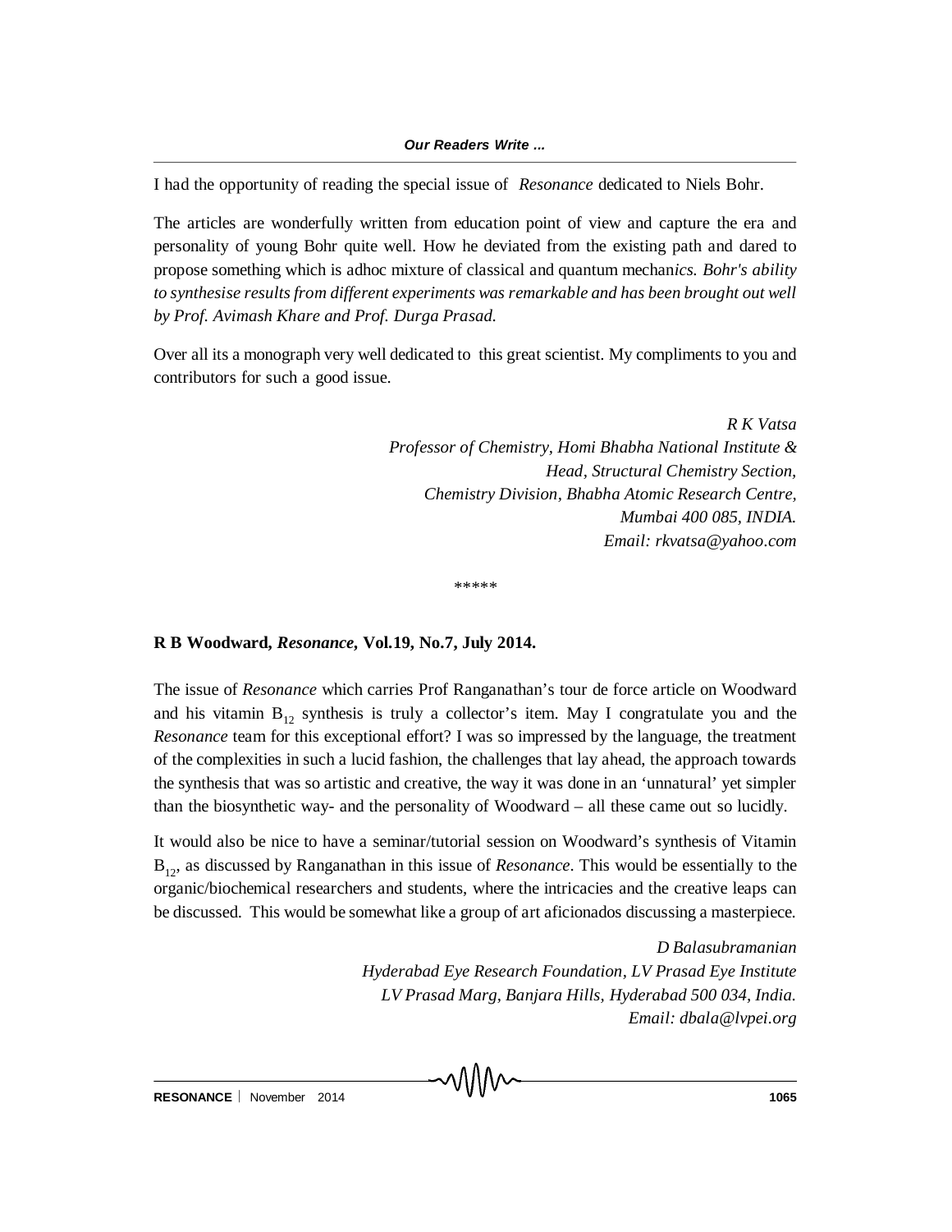I had the opportunity of reading the special issue of *Resonance* dedicated to Niels Bohr.

The articles are wonderfully written from education point of view and capture the era and personality of young Bohr quite well. How he deviated from the existing path and dared to propose something which is adhoc mixture of classical and quantum mechan*ics. Bohr's ability to synthesise results from different experiments was remarkable and has been brought out well by Prof. Avimash Khare and Prof. Durga Prasad.*

Over all its a monograph very well dedicated to this great scientist. My compliments to you and contributors for such a good issue.

*R K Vatsa*
*Professor of Chemistry, Homi Bhabha National Institute &*
*Head, Structural Chemistry Section,*
*Chemistry Division, Bhabha Atomic Research Centre,*
*Mumbai 400 085, INDIA.*
*Email: rkvatsa@yahoo.com*

*****

**R B Woodward, *Resonance*, Vol.19, No.7, July 2014.**

The issue of *Resonance* which carries Prof Ranganathan's tour de force article on Woodward and his vitamin $B_{12}$ synthesis is truly a collector's item. May I congratulate you and the *Resonance* team for this exceptional effort? I was so impressed by the language, the treatment of the complexities in such a lucid fashion, the challenges that lay ahead, the approach towards the synthesis that was so artistic and creative, the way it was done in an 'unnatural' yet simpler than the biosynthetic way- and the personality of Woodward – all these came out so lucidly.

It would also be nice to have a seminar/tutorial session on Woodward's synthesis of Vitamin $B_{12}$, as discussed by Ranganathan in this issue of *Resonance*. This would be essentially to the organic/biochemical researchers and students, where the intricacies and the creative leaps can be discussed. This would be somewhat like a group of art aficionados discussing a masterpiece.

*D Balasubramanian*
*Hyderabad Eye Research Foundation, LV Prasad Eye Institute*
*LV Prasad Marg, Banjara Hills, Hyderabad 500 034, India.*
*Email: dbala@lvpei.org*